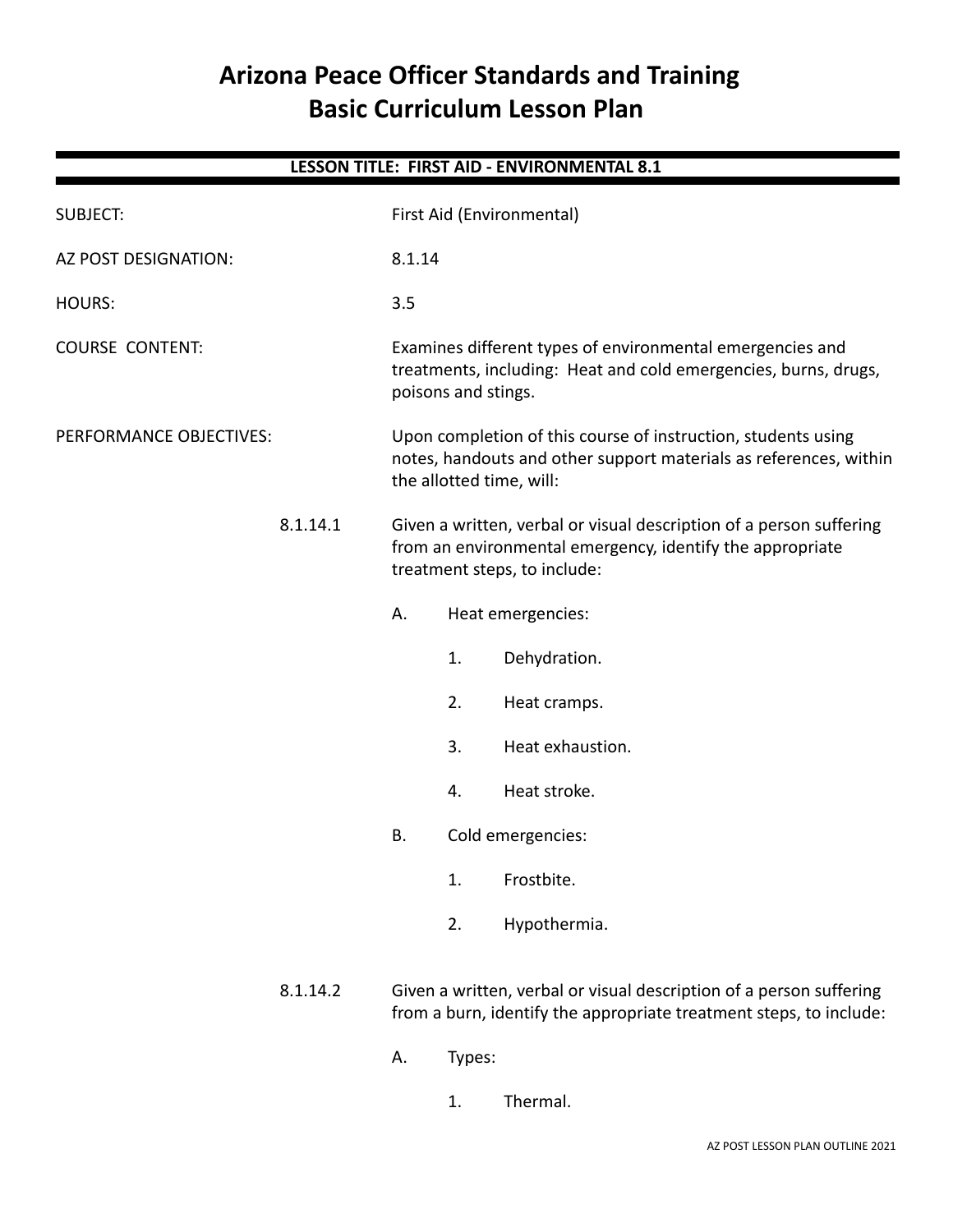# Arizona Peace Officer Standards and Training
# Basic Curriculum Lesson Plan

**LESSON TITLE: FIRST AID - ENVIRONMENTAL 8.1**

SUBJECT: First Aid (Environmental)

AZ POST DESIGNATION: 8.1.14

HOURS: 3.5

COURSE CONTENT: Examines different types of environmental emergencies and treatments, including: Heat and cold emergencies, burns, drugs, poisons and stings.

PERFORMANCE OBJECTIVES: Upon completion of this course of instruction, students using notes, handouts and other support materials as references, within the allotted time, will:

8.1.14.1 Given a written, verbal or visual description of a person suffering from an environmental emergency, identify the appropriate treatment steps, to include:

- A. Heat emergencies:
  1. Dehydration.
  2. Heat cramps.
  3. Heat exhaustion.
  4. Heat stroke.
- B. Cold emergencies:
  1. Frostbite.
  2. Hypothermia.

8.1.14.2 Given a written, verbal or visual description of a person suffering from a burn, identify the appropriate treatment steps, to include:

- A. Types:
  1. Thermal.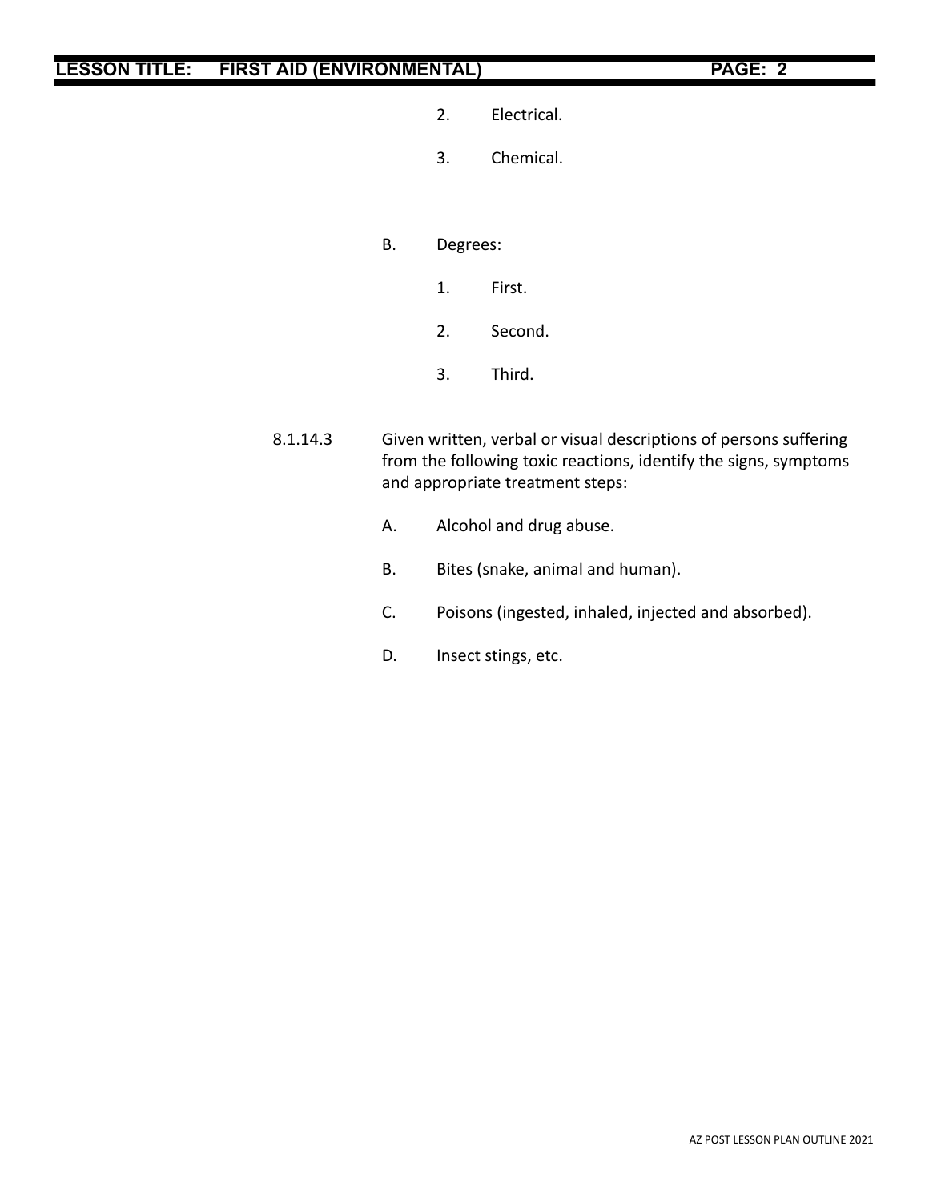2. Electrical.

3. Chemical.

B. Degrees:

1. First.

2. Second.

3. Third.

8.1.14.3 Given written, verbal or visual descriptions of persons suffering from the following toxic reactions, identify the signs, symptoms and appropriate treatment steps:

A. Alcohol and drug abuse.

B. Bites (snake, animal and human).

C. Poisons (ingested, inhaled, injected and absorbed).

D. Insect stings, etc.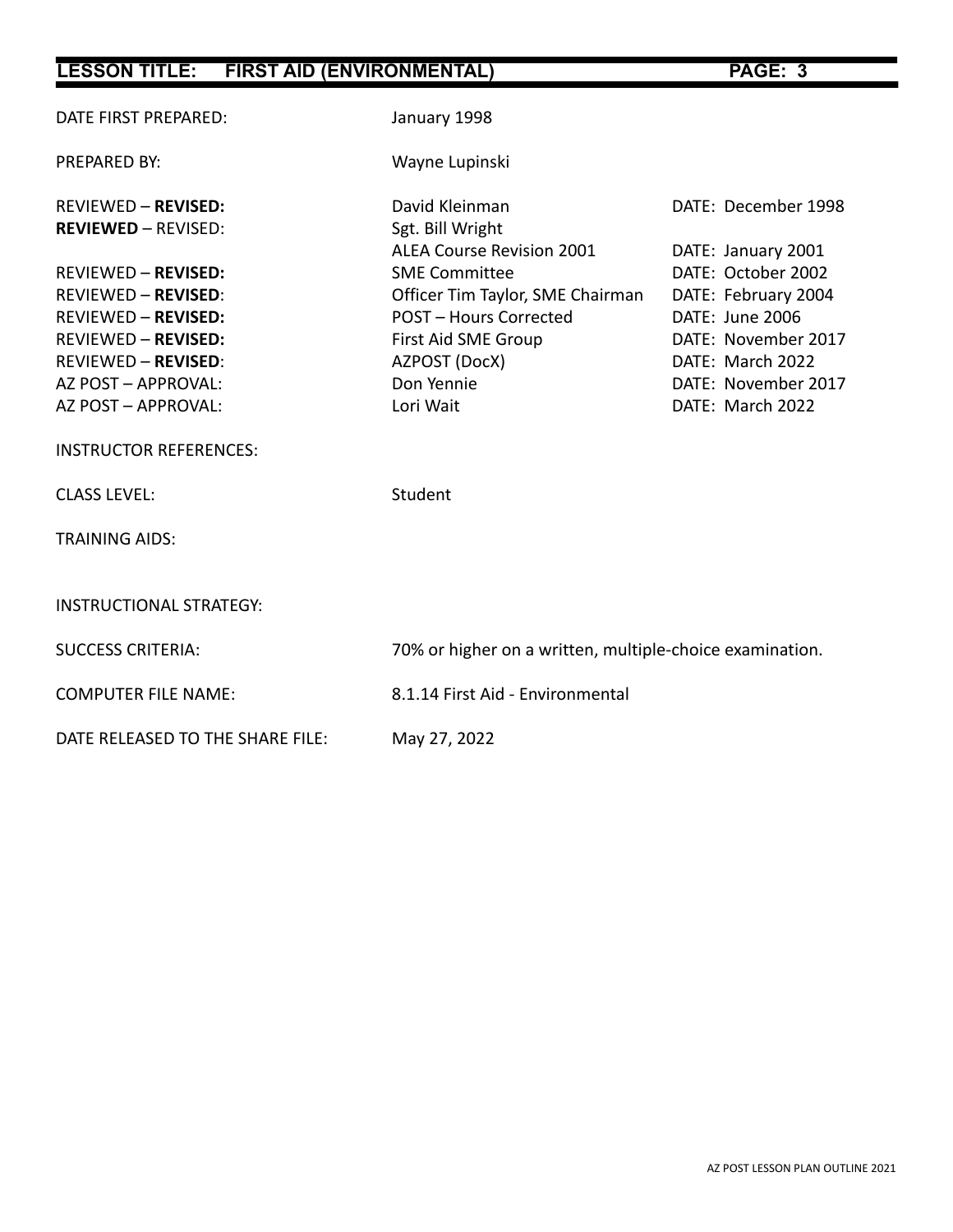| | | |
|---|---|---|
| DATE FIRST PREPARED: | January 1998 | |
| PREPARED BY: | Wayne Lupinski | |
| REVIEWED – **REVISED:** | David Kleinman | DATE: December 1998 |
| **REVIEWED** – REVISED: | Sgt. Bill Wright | |
| | ALEA Course Revision 2001 | DATE: January 2001 |
| REVIEWED – **REVISED:** | SME Committee | DATE: October 2002 |
| REVIEWED – **REVISED**: | Officer Tim Taylor, SME Chairman | DATE: February 2004 |
| REVIEWED – **REVISED:** | POST – Hours Corrected | DATE: June 2006 |
| REVIEWED – **REVISED:** | First Aid SME Group | DATE: November 2017 |
| REVIEWED – **REVISED**: | AZPOST (DocX) | DATE: March 2022 |
| AZ POST – APPROVAL: | Don Yennie | DATE: November 2017 |
| AZ POST – APPROVAL: | Lori Wait | DATE: March 2022 |
| INSTRUCTOR REFERENCES: | | |
| CLASS LEVEL: | Student | |
| TRAINING AIDS: | | |
| INSTRUCTIONAL STRATEGY: | | |
| SUCCESS CRITERIA: | 70% or higher on a written, multiple-choice examination. | |
| COMPUTER FILE NAME: | 8.1.14 First Aid - Environmental | |
| DATE RELEASED TO THE SHARE FILE: | May 27, 2022 | |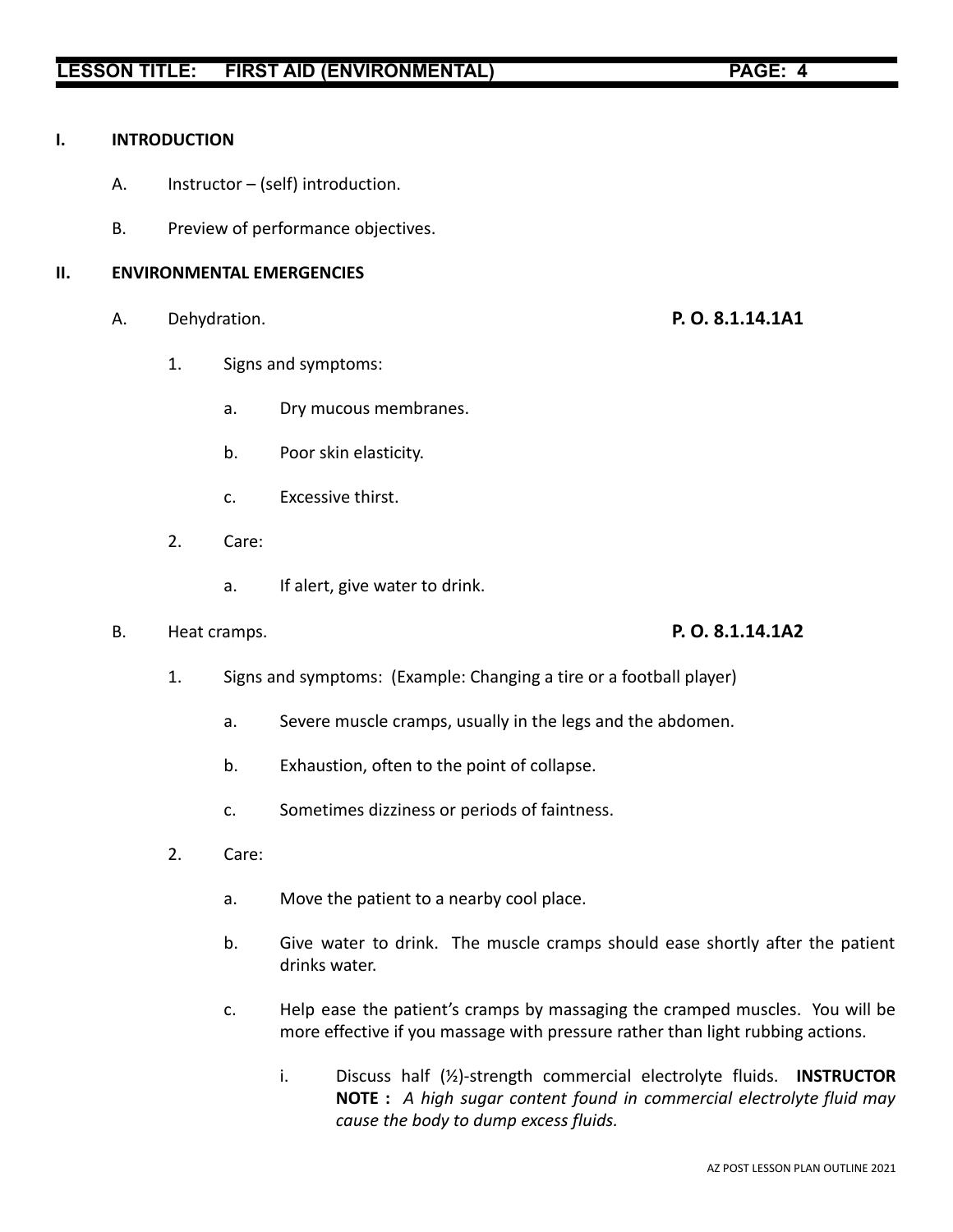## I. INTRODUCTION

A. Instructor – (self) introduction.

B. Preview of performance objectives.

## II. ENVIRONMENTAL EMERGENCIES

A. Dehydration. **P. O. 8.1.14.1A1**

1. Signs and symptoms:

   a. Dry mucous membranes.

   b. Poor skin elasticity.

   c. Excessive thirst.

2. Care:

   a. If alert, give water to drink.

B. Heat cramps. **P. O. 8.1.14.1A2**

1. Signs and symptoms: (Example: Changing a tire or a football player)

   a. Severe muscle cramps, usually in the legs and the abdomen.

   b. Exhaustion, often to the point of collapse.

   c. Sometimes dizziness or periods of faintness.

2. Care:

   a. Move the patient to a nearby cool place.

   b. Give water to drink. The muscle cramps should ease shortly after the patient drinks water.

   c. Help ease the patient's cramps by massaging the cramped muscles. You will be more effective if you massage with pressure rather than light rubbing actions.

      i. Discuss half (½)-strength commercial electrolyte fluids. **INSTRUCTOR NOTE :** *A high sugar content found in commercial electrolyte fluid may cause the body to dump excess fluids.*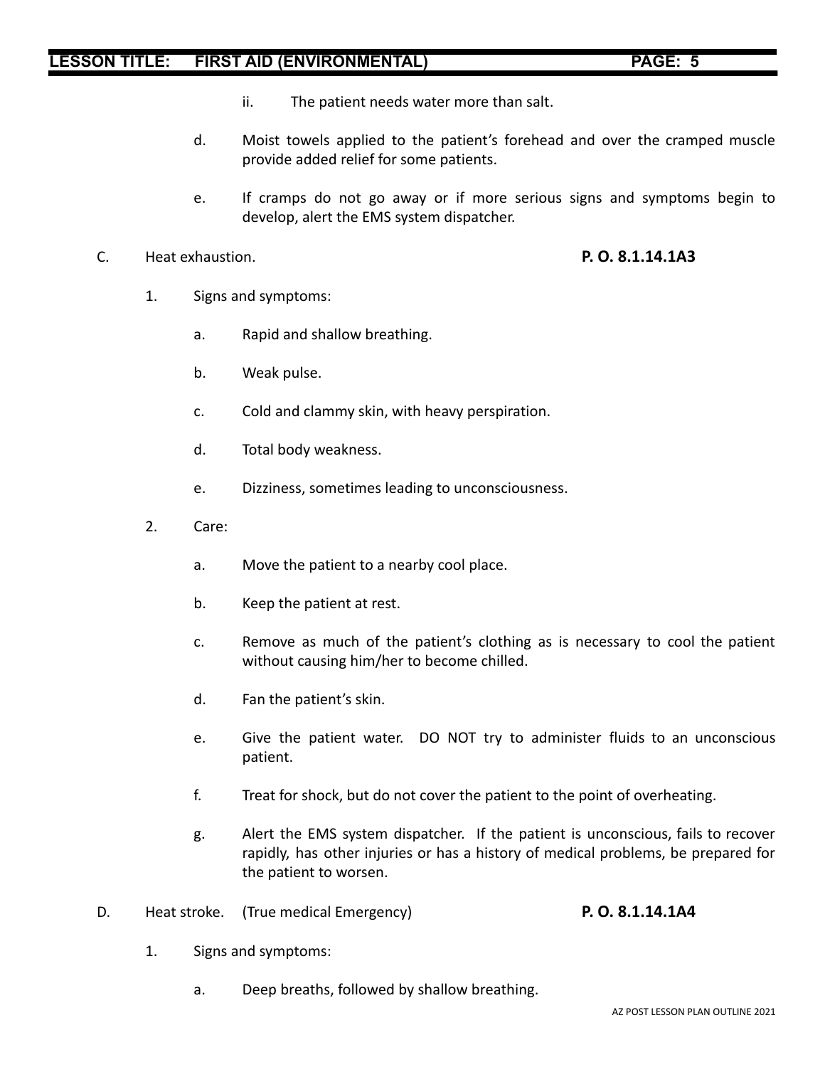ii. The patient needs water more than salt.

d. Moist towels applied to the patient's forehead and over the cramped muscle provide added relief for some patients.

e. If cramps do not go away or if more serious signs and symptoms begin to develop, alert the EMS system dispatcher.

C. Heat exhaustion. **P. O. 8.1.14.1A3**

1. Signs and symptoms:

   a. Rapid and shallow breathing.

   b. Weak pulse.

   c. Cold and clammy skin, with heavy perspiration.

   d. Total body weakness.

   e. Dizziness, sometimes leading to unconsciousness.

2. Care:

   a. Move the patient to a nearby cool place.

   b. Keep the patient at rest.

   c. Remove as much of the patient's clothing as is necessary to cool the patient without causing him/her to become chilled.

   d. Fan the patient's skin.

   e. Give the patient water. DO NOT try to administer fluids to an unconscious patient.

   f. Treat for shock, but do not cover the patient to the point of overheating.

   g. Alert the EMS system dispatcher. If the patient is unconscious, fails to recover rapidly, has other injuries or has a history of medical problems, be prepared for the patient to worsen.

D. Heat stroke. (True medical Emergency) **P. O. 8.1.14.1A4**

1. Signs and symptoms:

   a. Deep breaths, followed by shallow breathing.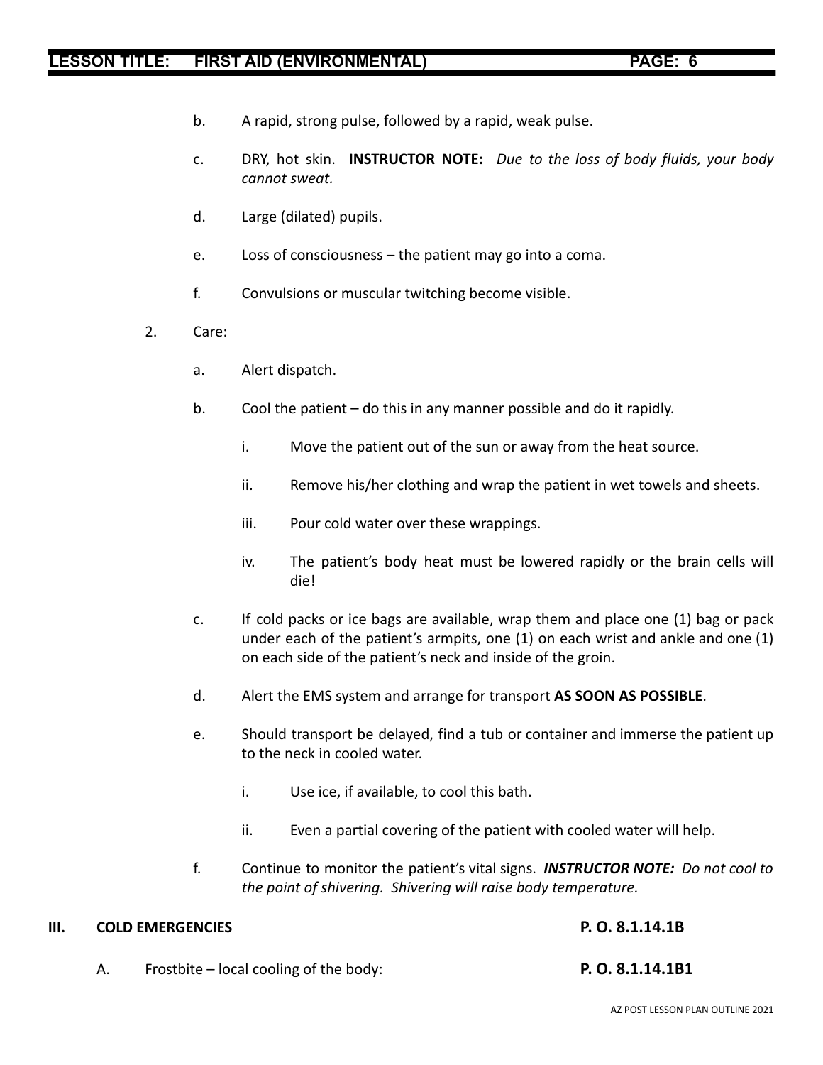b. A rapid, strong pulse, followed by a rapid, weak pulse.

c. DRY, hot skin. **INSTRUCTOR NOTE:** *Due to the loss of body fluids, your body cannot sweat.*

d. Large (dilated) pupils.

e. Loss of consciousness – the patient may go into a coma.

f. Convulsions or muscular twitching become visible.

2. Care:

a. Alert dispatch.

b. Cool the patient – do this in any manner possible and do it rapidly.

i. Move the patient out of the sun or away from the heat source.

ii. Remove his/her clothing and wrap the patient in wet towels and sheets.

iii. Pour cold water over these wrappings.

iv. The patient's body heat must be lowered rapidly or the brain cells will die!

c. If cold packs or ice bags are available, wrap them and place one (1) bag or pack under each of the patient's armpits, one (1) on each wrist and ankle and one (1) on each side of the patient's neck and inside of the groin.

d. Alert the EMS system and arrange for transport **AS SOON AS POSSIBLE**.

e. Should transport be delayed, find a tub or container and immerse the patient up to the neck in cooled water.

i. Use ice, if available, to cool this bath.

ii. Even a partial covering of the patient with cooled water will help.

f. Continue to monitor the patient's vital signs. ***INSTRUCTOR NOTE:*** *Do not cool to the point of shivering. Shivering will raise body temperature.*

## III. COLD EMERGENCIES **P. O. 8.1.14.1B**

A. Frostbite – local cooling of the body: **P. O. 8.1.14.1B1**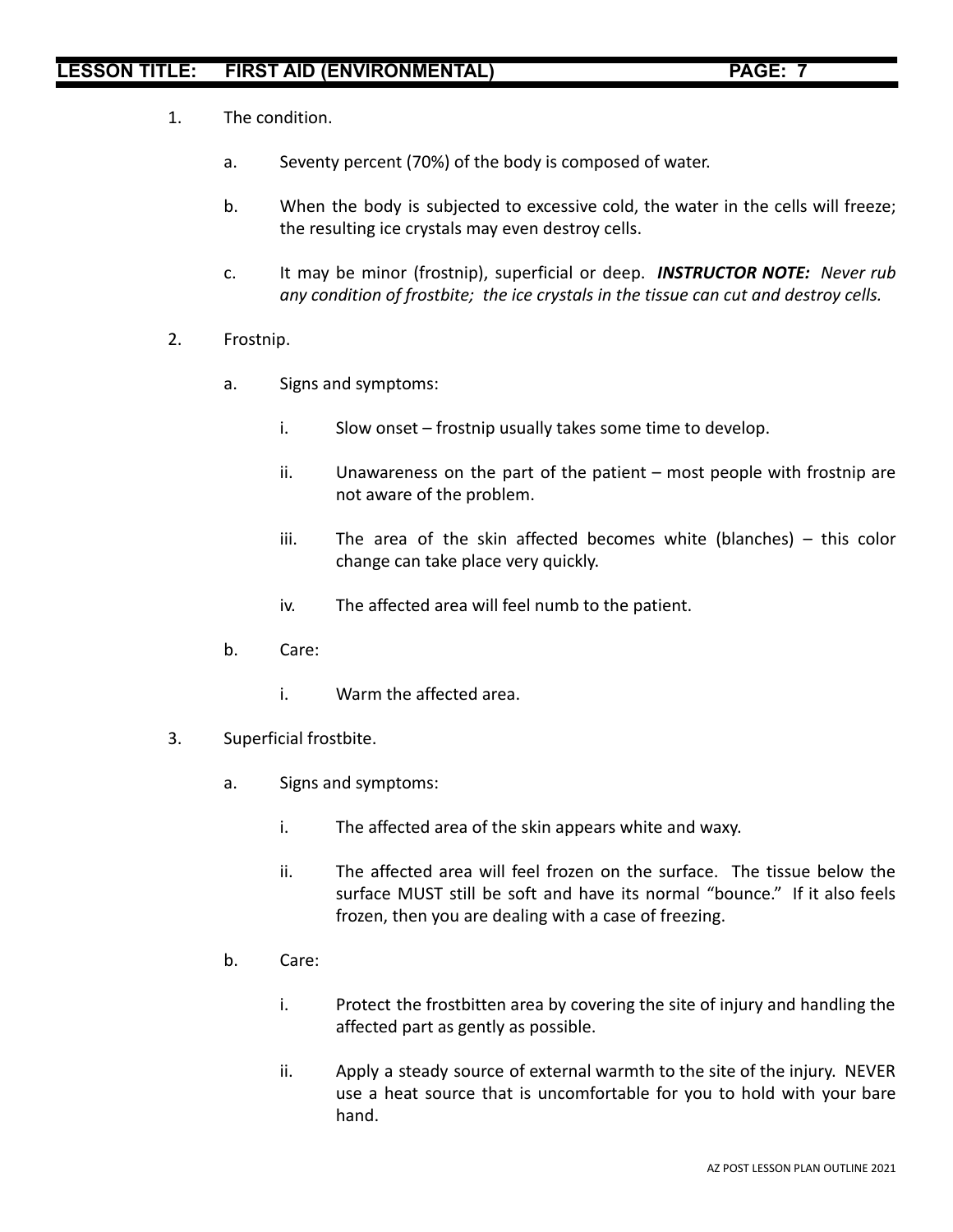1. The condition.

   a. Seventy percent (70%) of the body is composed of water.

   b. When the body is subjected to excessive cold, the water in the cells will freeze; the resulting ice crystals may even destroy cells.

   c. It may be minor (frostnip), superficial or deep. ***INSTRUCTOR NOTE:*** *Never rub any condition of frostbite; the ice crystals in the tissue can cut and destroy cells.*

2. Frostnip.

   a. Signs and symptoms:

      i. Slow onset – frostnip usually takes some time to develop.

      ii. Unawareness on the part of the patient – most people with frostnip are not aware of the problem.

      iii. The area of the skin affected becomes white (blanches) – this color change can take place very quickly.

      iv. The affected area will feel numb to the patient.

   b. Care:

      i. Warm the affected area.

3. Superficial frostbite.

   a. Signs and symptoms:

      i. The affected area of the skin appears white and waxy.

      ii. The affected area will feel frozen on the surface. The tissue below the surface MUST still be soft and have its normal "bounce." If it also feels frozen, then you are dealing with a case of freezing.

   b. Care:

      i. Protect the frostbitten area by covering the site of injury and handling the affected part as gently as possible.

      ii. Apply a steady source of external warmth to the site of the injury. NEVER use a heat source that is uncomfortable for you to hold with your bare hand.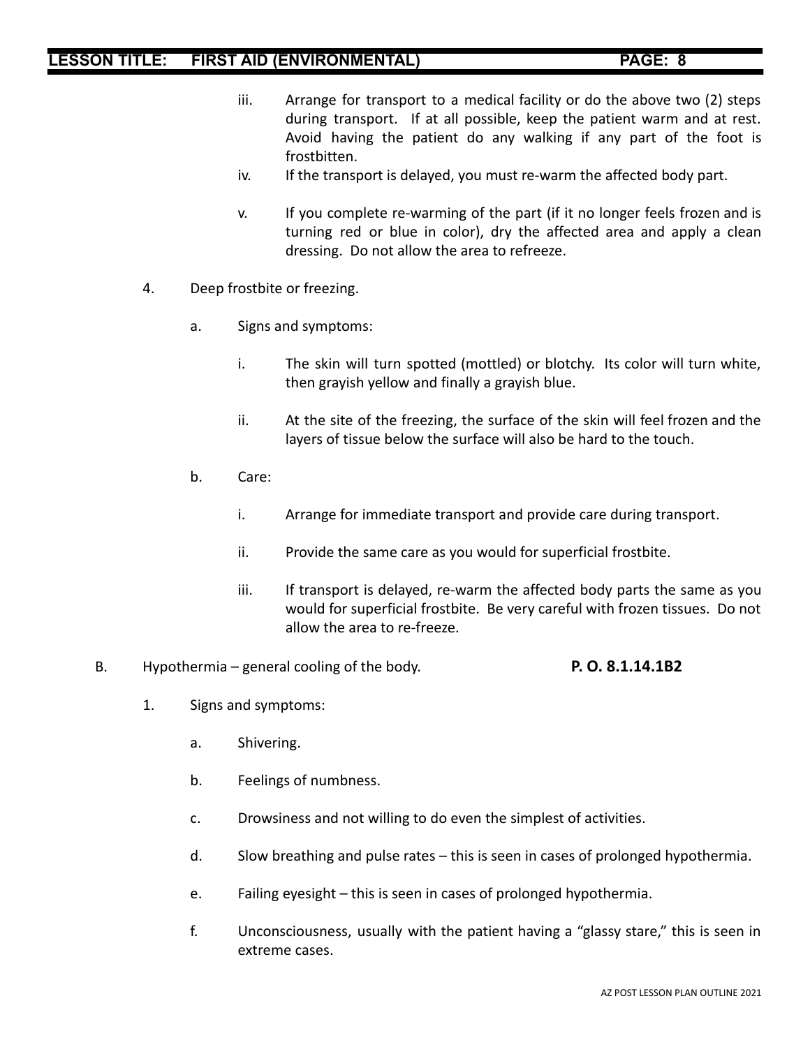iii. Arrange for transport to a medical facility or do the above two (2) steps during transport. If at all possible, keep the patient warm and at rest. Avoid having the patient do any walking if any part of the foot is frostbitten.

iv. If the transport is delayed, you must re-warm the affected body part.

v. If you complete re-warming of the part (if it no longer feels frozen and is turning red or blue in color), dry the affected area and apply a clean dressing. Do not allow the area to refreeze.

4. Deep frostbite or freezing.

   a. Signs and symptoms:

      i. The skin will turn spotted (mottled) or blotchy. Its color will turn white, then grayish yellow and finally a grayish blue.

      ii. At the site of the freezing, the surface of the skin will feel frozen and the layers of tissue below the surface will also be hard to the touch.

   b. Care:

      i. Arrange for immediate transport and provide care during transport.

      ii. Provide the same care as you would for superficial frostbite.

      iii. If transport is delayed, re-warm the affected body parts the same as you would for superficial frostbite. Be very careful with frozen tissues. Do not allow the area to re-freeze.

B. Hypothermia – general cooling of the body. **P. O. 8.1.14.1B2**

1. Signs and symptoms:

   a. Shivering.

   b. Feelings of numbness.

   c. Drowsiness and not willing to do even the simplest of activities.

   d. Slow breathing and pulse rates – this is seen in cases of prolonged hypothermia.

   e. Failing eyesight – this is seen in cases of prolonged hypothermia.

   f. Unconsciousness, usually with the patient having a "glassy stare," this is seen in extreme cases.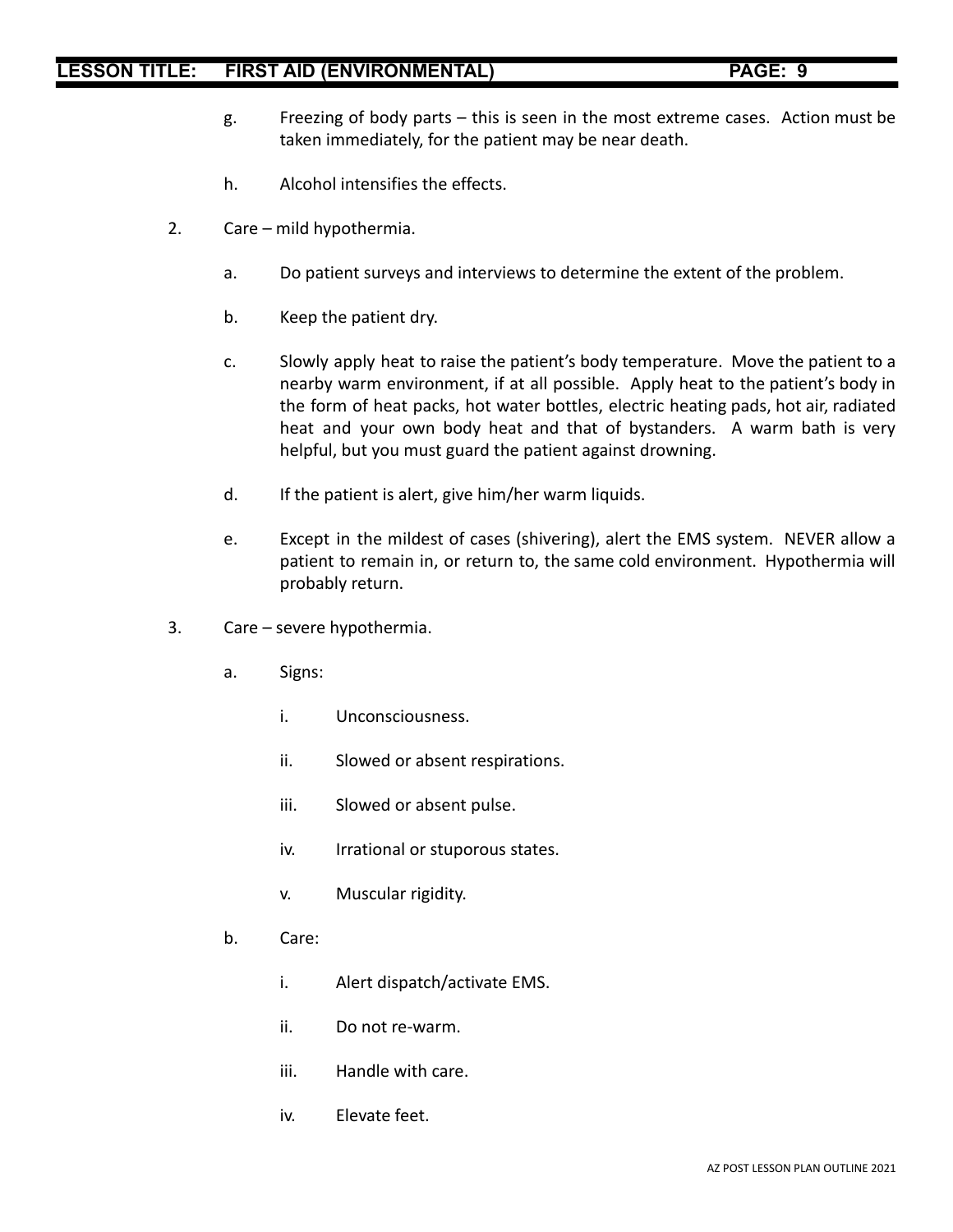g. Freezing of body parts – this is seen in the most extreme cases. Action must be taken immediately, for the patient may be near death.

h. Alcohol intensifies the effects.

2. Care – mild hypothermia.

   a. Do patient surveys and interviews to determine the extent of the problem.

   b. Keep the patient dry.

   c. Slowly apply heat to raise the patient's body temperature. Move the patient to a nearby warm environment, if at all possible. Apply heat to the patient's body in the form of heat packs, hot water bottles, electric heating pads, hot air, radiated heat and your own body heat and that of bystanders. A warm bath is very helpful, but you must guard the patient against drowning.

   d. If the patient is alert, give him/her warm liquids.

   e. Except in the mildest of cases (shivering), alert the EMS system. NEVER allow a patient to remain in, or return to, the same cold environment. Hypothermia will probably return.

3. Care – severe hypothermia.

   a. Signs:

      i. Unconsciousness.

      ii. Slowed or absent respirations.

      iii. Slowed or absent pulse.

      iv. Irrational or stuporous states.

      v. Muscular rigidity.

   b. Care:

      i. Alert dispatch/activate EMS.

      ii. Do not re-warm.

      iii. Handle with care.

      iv. Elevate feet.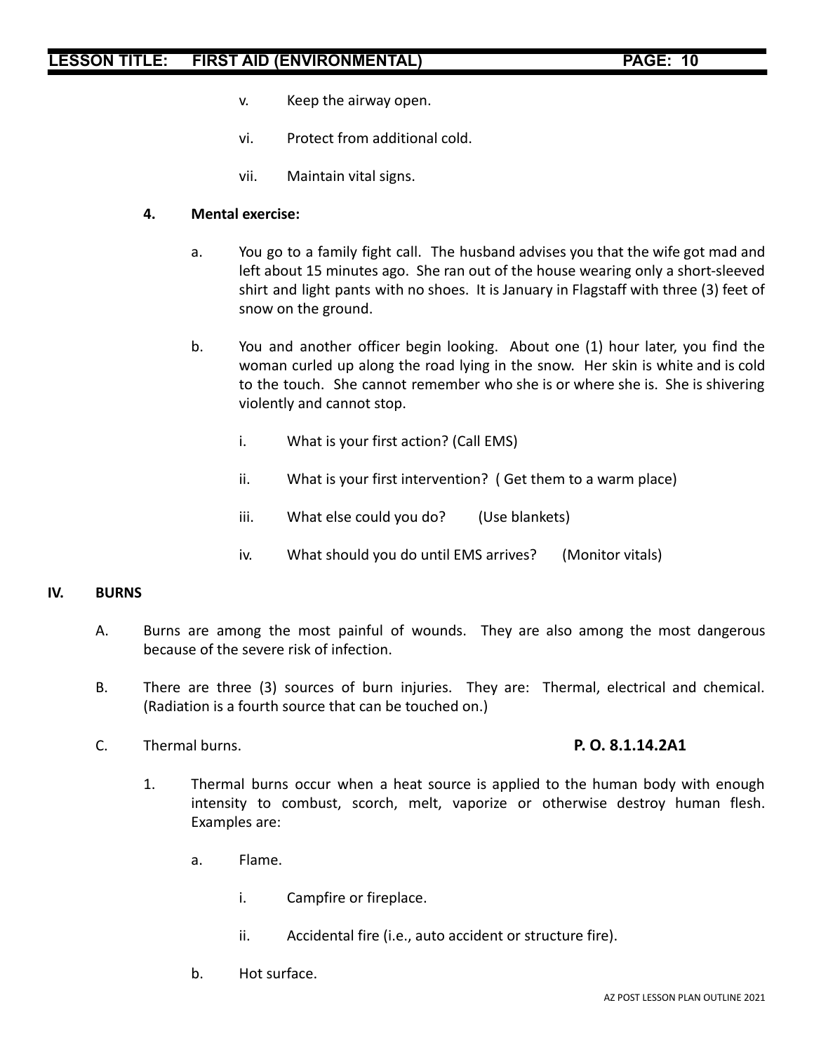v. Keep the airway open.

vi. Protect from additional cold.

vii. Maintain vital signs.

**4. Mental exercise:**

a. You go to a family fight call. The husband advises you that the wife got mad and left about 15 minutes ago. She ran out of the house wearing only a short-sleeved shirt and light pants with no shoes. It is January in Flagstaff with three (3) feet of snow on the ground.

b. You and another officer begin looking. About one (1) hour later, you find the woman curled up along the road lying in the snow. Her skin is white and is cold to the touch. She cannot remember who she is or where she is. She is shivering violently and cannot stop.

i. What is your first action? (Call EMS)

ii. What is your first intervention? ( Get them to a warm place)

iii. What else could you do? (Use blankets)

iv. What should you do until EMS arrives? (Monitor vitals)

## IV. BURNS

A. Burns are among the most painful of wounds. They are also among the most dangerous because of the severe risk of infection.

B. There are three (3) sources of burn injuries. They are: Thermal, electrical and chemical. (Radiation is a fourth source that can be touched on.)

C. Thermal burns. **P. O. 8.1.14.2A1**

1. Thermal burns occur when a heat source is applied to the human body with enough intensity to combust, scorch, melt, vaporize or otherwise destroy human flesh. Examples are:

a. Flame.

i. Campfire or fireplace.

ii. Accidental fire (i.e., auto accident or structure fire).

b. Hot surface.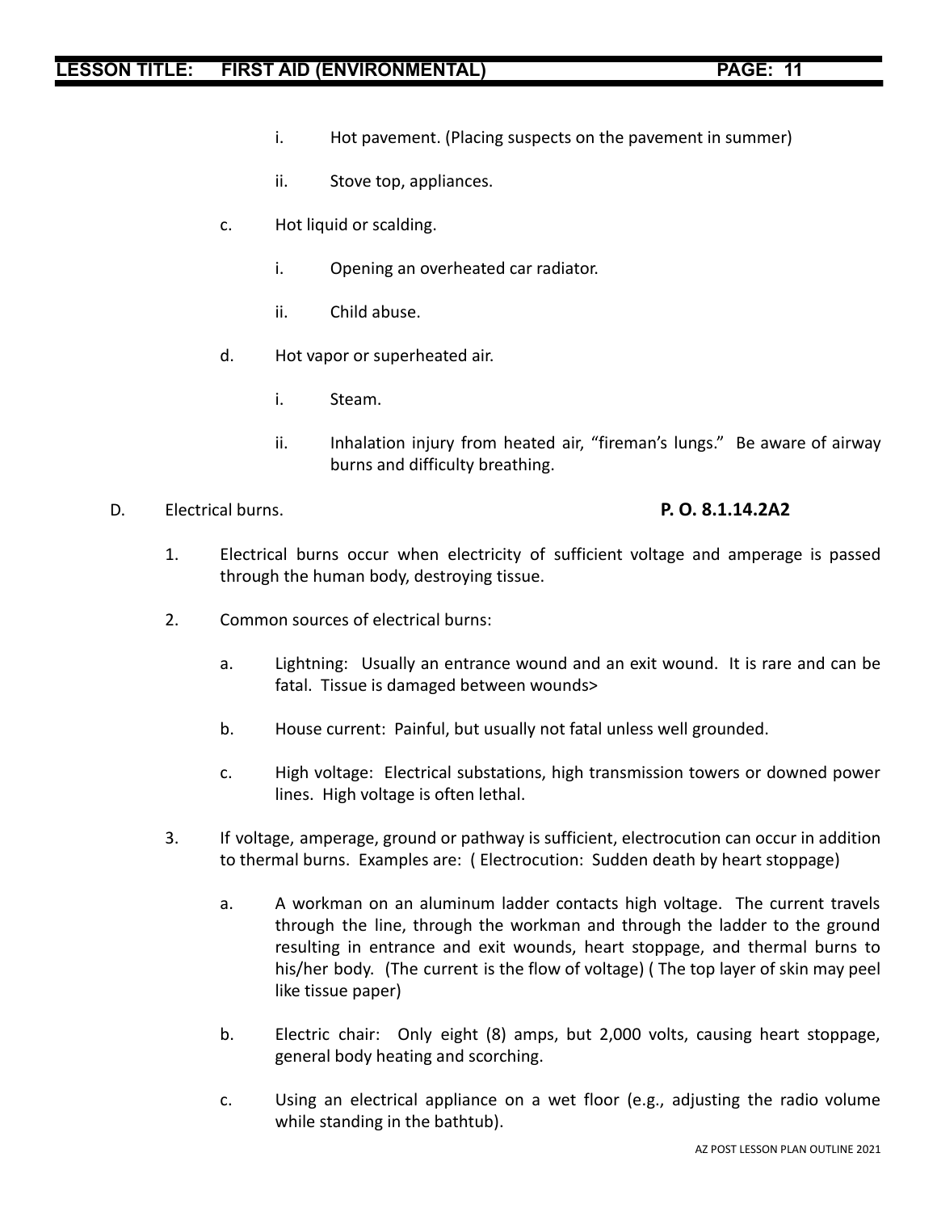i. Hot pavement. (Placing suspects on the pavement in summer)

ii. Stove top, appliances.

c. Hot liquid or scalding.

i. Opening an overheated car radiator.

ii. Child abuse.

d. Hot vapor or superheated air.

i. Steam.

ii. Inhalation injury from heated air, "fireman's lungs." Be aware of airway burns and difficulty breathing.

D. Electrical burns. **P. O. 8.1.14.2A2**

1. Electrical burns occur when electricity of sufficient voltage and amperage is passed through the human body, destroying tissue.

2. Common sources of electrical burns:

a. Lightning: Usually an entrance wound and an exit wound. It is rare and can be fatal. Tissue is damaged between wounds>

b. House current: Painful, but usually not fatal unless well grounded.

c. High voltage: Electrical substations, high transmission towers or downed power lines. High voltage is often lethal.

3. If voltage, amperage, ground or pathway is sufficient, electrocution can occur in addition to thermal burns. Examples are: ( Electrocution: Sudden death by heart stoppage)

a. A workman on an aluminum ladder contacts high voltage. The current travels through the line, through the workman and through the ladder to the ground resulting in entrance and exit wounds, heart stoppage, and thermal burns to his/her body. (The current is the flow of voltage) ( The top layer of skin may peel like tissue paper)

b. Electric chair: Only eight (8) amps, but 2,000 volts, causing heart stoppage, general body heating and scorching.

c. Using an electrical appliance on a wet floor (e.g., adjusting the radio volume while standing in the bathtub).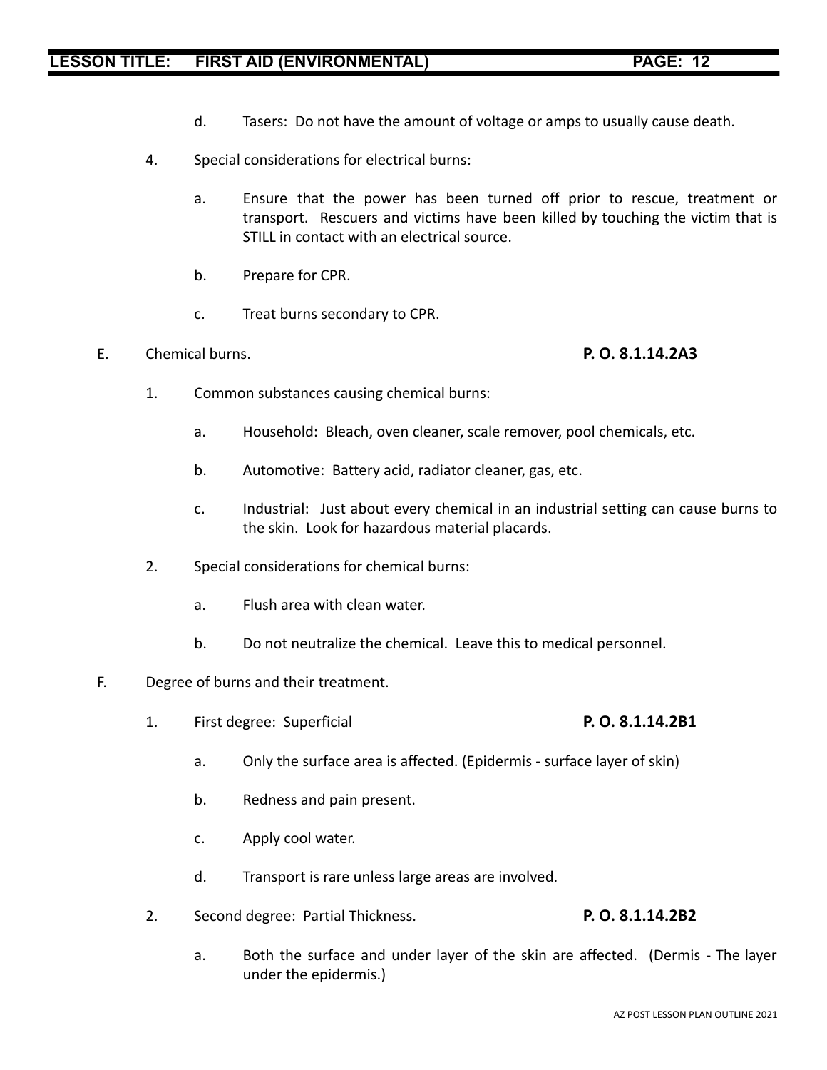d. Tasers: Do not have the amount of voltage or amps to usually cause death.

4. Special considerations for electrical burns:

   a. Ensure that the power has been turned off prior to rescue, treatment or transport. Rescuers and victims have been killed by touching the victim that is STILL in contact with an electrical source.

   b. Prepare for CPR.

   c. Treat burns secondary to CPR.

E. Chemical burns. **P. O. 8.1.14.2A3**

1. Common substances causing chemical burns:

   a. Household: Bleach, oven cleaner, scale remover, pool chemicals, etc.

   b. Automotive: Battery acid, radiator cleaner, gas, etc.

   c. Industrial: Just about every chemical in an industrial setting can cause burns to the skin. Look for hazardous material placards.

2. Special considerations for chemical burns:

   a. Flush area with clean water.

   b. Do not neutralize the chemical. Leave this to medical personnel.

F. Degree of burns and their treatment.

1. First degree: Superficial **P. O. 8.1.14.2B1**

   a. Only the surface area is affected. (Epidermis - surface layer of skin)

   b. Redness and pain present.

   c. Apply cool water.

   d. Transport is rare unless large areas are involved.

2. Second degree: Partial Thickness. **P. O. 8.1.14.2B2**

   a. Both the surface and under layer of the skin are affected. (Dermis - The layer under the epidermis.)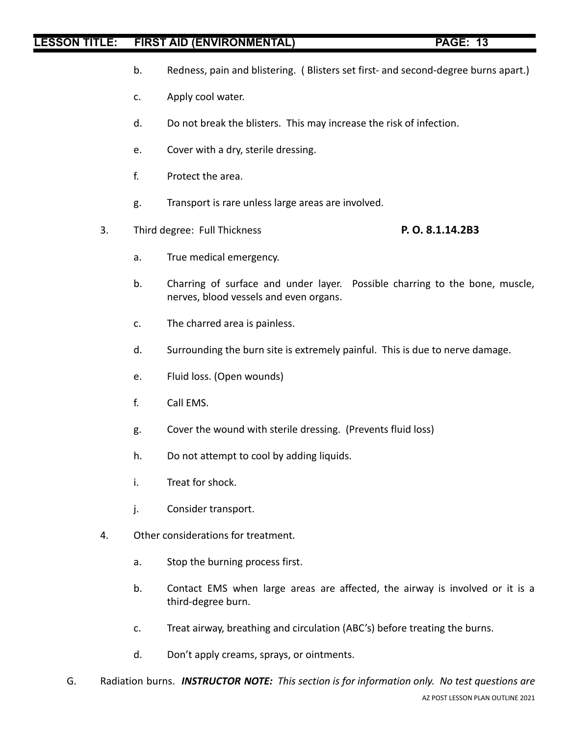b. Redness, pain and blistering. ( Blisters set first- and second-degree burns apart.)

c. Apply cool water.

d. Do not break the blisters. This may increase the risk of infection.

e. Cover with a dry, sterile dressing.

f. Protect the area.

g. Transport is rare unless large areas are involved.

3. Third degree: Full Thickness **P. O. 8.1.14.2B3**

a. True medical emergency.

b. Charring of surface and under layer. Possible charring to the bone, muscle, nerves, blood vessels and even organs.

c. The charred area is painless.

d. Surrounding the burn site is extremely painful. This is due to nerve damage.

e. Fluid loss. (Open wounds)

f. Call EMS.

g. Cover the wound with sterile dressing. (Prevents fluid loss)

h. Do not attempt to cool by adding liquids.

i. Treat for shock.

j. Consider transport.

4. Other considerations for treatment.

a. Stop the burning process first.

b. Contact EMS when large areas are affected, the airway is involved or it is a third-degree burn.

c. Treat airway, breathing and circulation (ABC's) before treating the burns.

d. Don't apply creams, sprays, or ointments.

G. Radiation burns. ***INSTRUCTOR NOTE:*** *This section is for information only. No test questions are*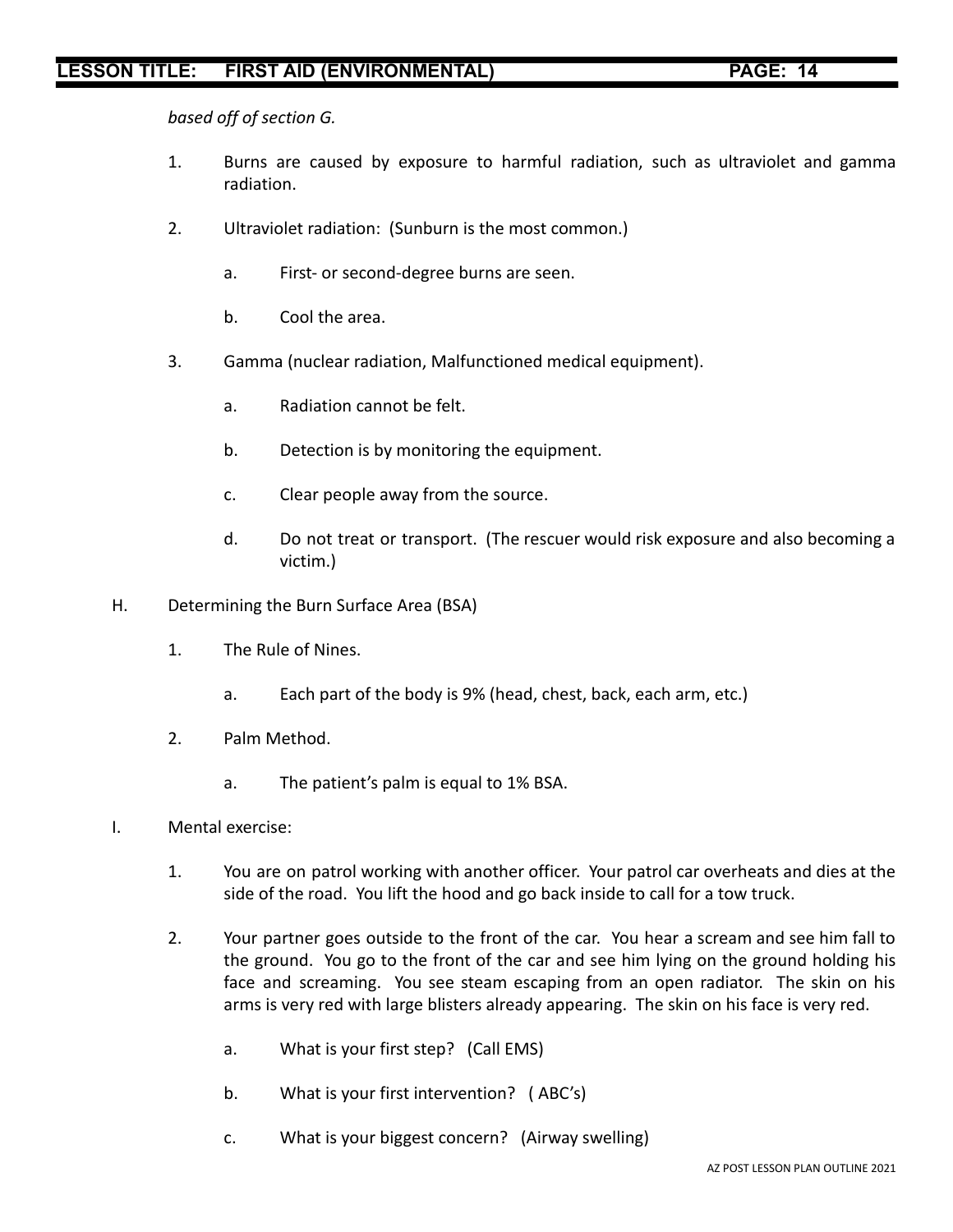*based off of section G.*

1. Burns are caused by exposure to harmful radiation, such as ultraviolet and gamma radiation.

2. Ultraviolet radiation: (Sunburn is the most common.)

   a. First- or second-degree burns are seen.

   b. Cool the area.

3. Gamma (nuclear radiation, Malfunctioned medical equipment).

   a. Radiation cannot be felt.

   b. Detection is by monitoring the equipment.

   c. Clear people away from the source.

   d. Do not treat or transport. (The rescuer would risk exposure and also becoming a victim.)

H. Determining the Burn Surface Area (BSA)

1. The Rule of Nines.

   a. Each part of the body is 9% (head, chest, back, each arm, etc.)

2. Palm Method.

   a. The patient's palm is equal to 1% BSA.

I. Mental exercise:

1. You are on patrol working with another officer. Your patrol car overheats and dies at the side of the road. You lift the hood and go back inside to call for a tow truck.

2. Your partner goes outside to the front of the car. You hear a scream and see him fall to the ground. You go to the front of the car and see him lying on the ground holding his face and screaming. You see steam escaping from an open radiator. The skin on his arms is very red with large blisters already appearing. The skin on his face is very red.

   a. What is your first step? (Call EMS)

   b. What is your first intervention? ( ABC's)

   c. What is your biggest concern? (Airway swelling)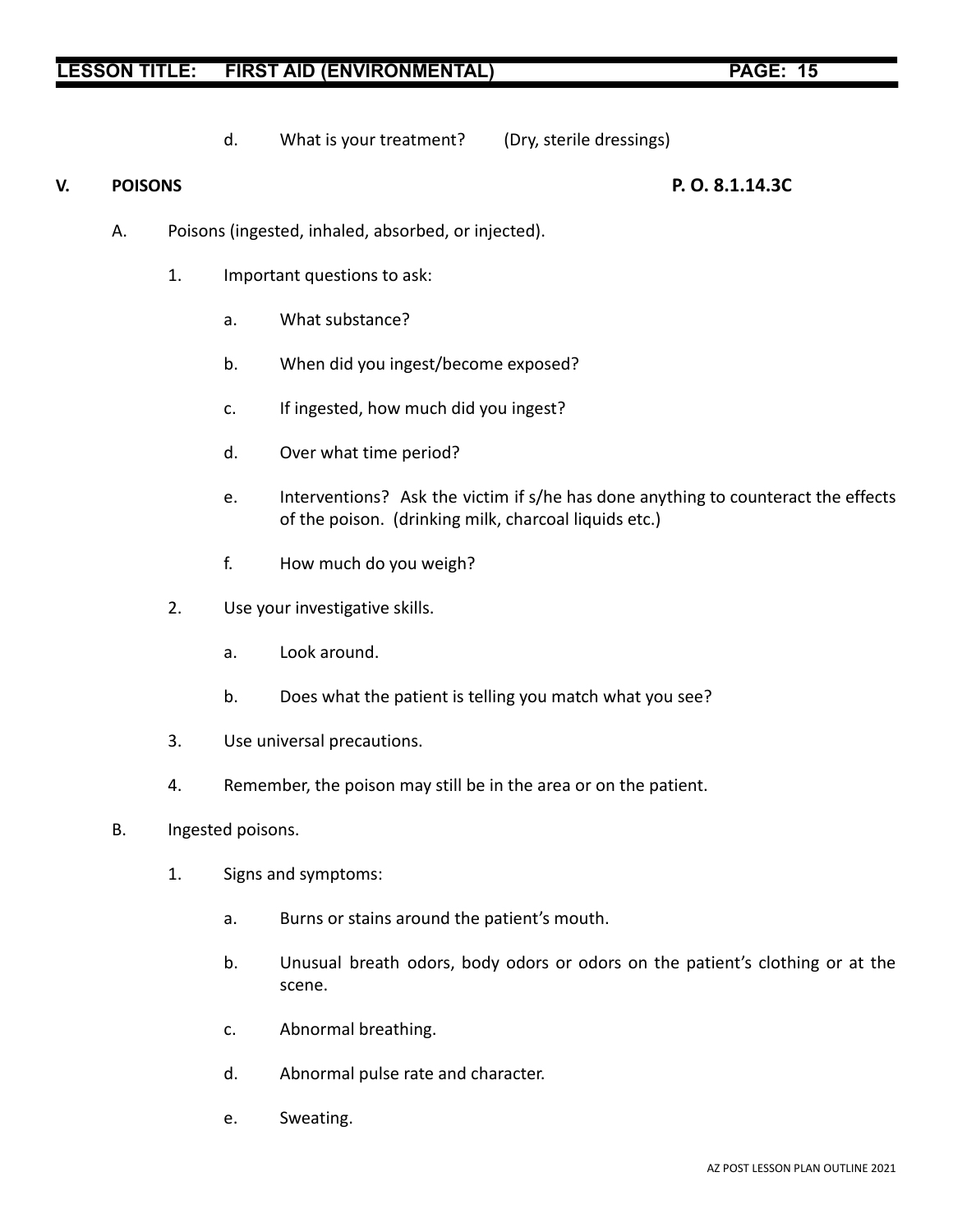d. What is your treatment? (Dry, sterile dressings)

## V. POISONS P. O. 8.1.14.3C

A. Poisons (ingested, inhaled, absorbed, or injected).

1. Important questions to ask:

   a. What substance?

   b. When did you ingest/become exposed?

   c. If ingested, how much did you ingest?

   d. Over what time period?

   e. Interventions? Ask the victim if s/he has done anything to counteract the effects of the poison. (drinking milk, charcoal liquids etc.)

   f. How much do you weigh?

2. Use your investigative skills.

   a. Look around.

   b. Does what the patient is telling you match what you see?

3. Use universal precautions.

4. Remember, the poison may still be in the area or on the patient.

B. Ingested poisons.

1. Signs and symptoms:

   a. Burns or stains around the patient's mouth.

   b. Unusual breath odors, body odors or odors on the patient's clothing or at the scene.

   c. Abnormal breathing.

   d. Abnormal pulse rate and character.

   e. Sweating.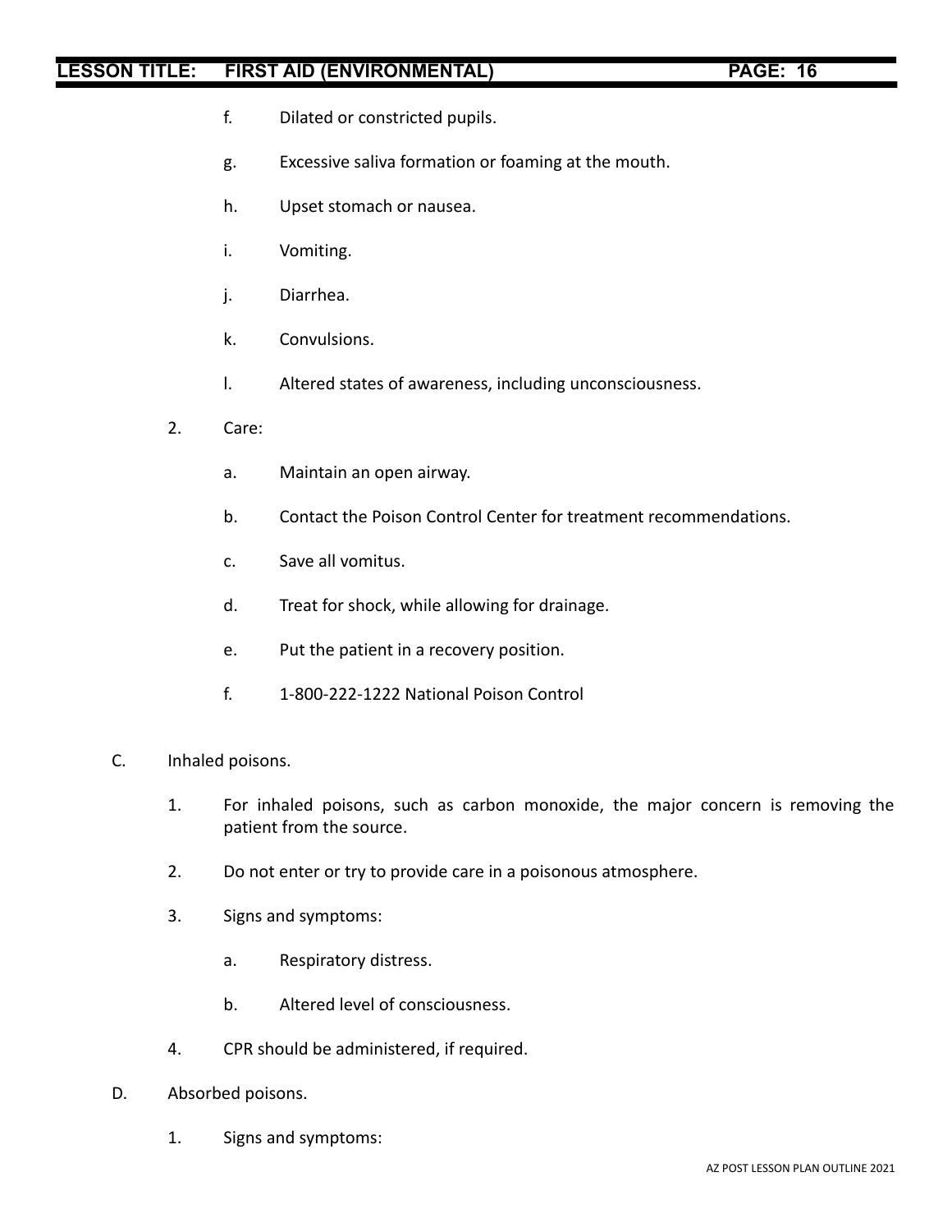f. Dilated or constricted pupils.

g. Excessive saliva formation or foaming at the mouth.

h. Upset stomach or nausea.

i. Vomiting.

j. Diarrhea.

k. Convulsions.

l. Altered states of awareness, including unconsciousness.

2. Care:

   a. Maintain an open airway.

   b. Contact the Poison Control Center for treatment recommendations.

   c. Save all vomitus.

   d. Treat for shock, while allowing for drainage.

   e. Put the patient in a recovery position.

   f. 1-800-222-1222 National Poison Control

C. Inhaled poisons.

   1. For inhaled poisons, such as carbon monoxide, the major concern is removing the patient from the source.

   2. Do not enter or try to provide care in a poisonous atmosphere.

   3. Signs and symptoms:

      a. Respiratory distress.

      b. Altered level of consciousness.

   4. CPR should be administered, if required.

D. Absorbed poisons.

   1. Signs and symptoms: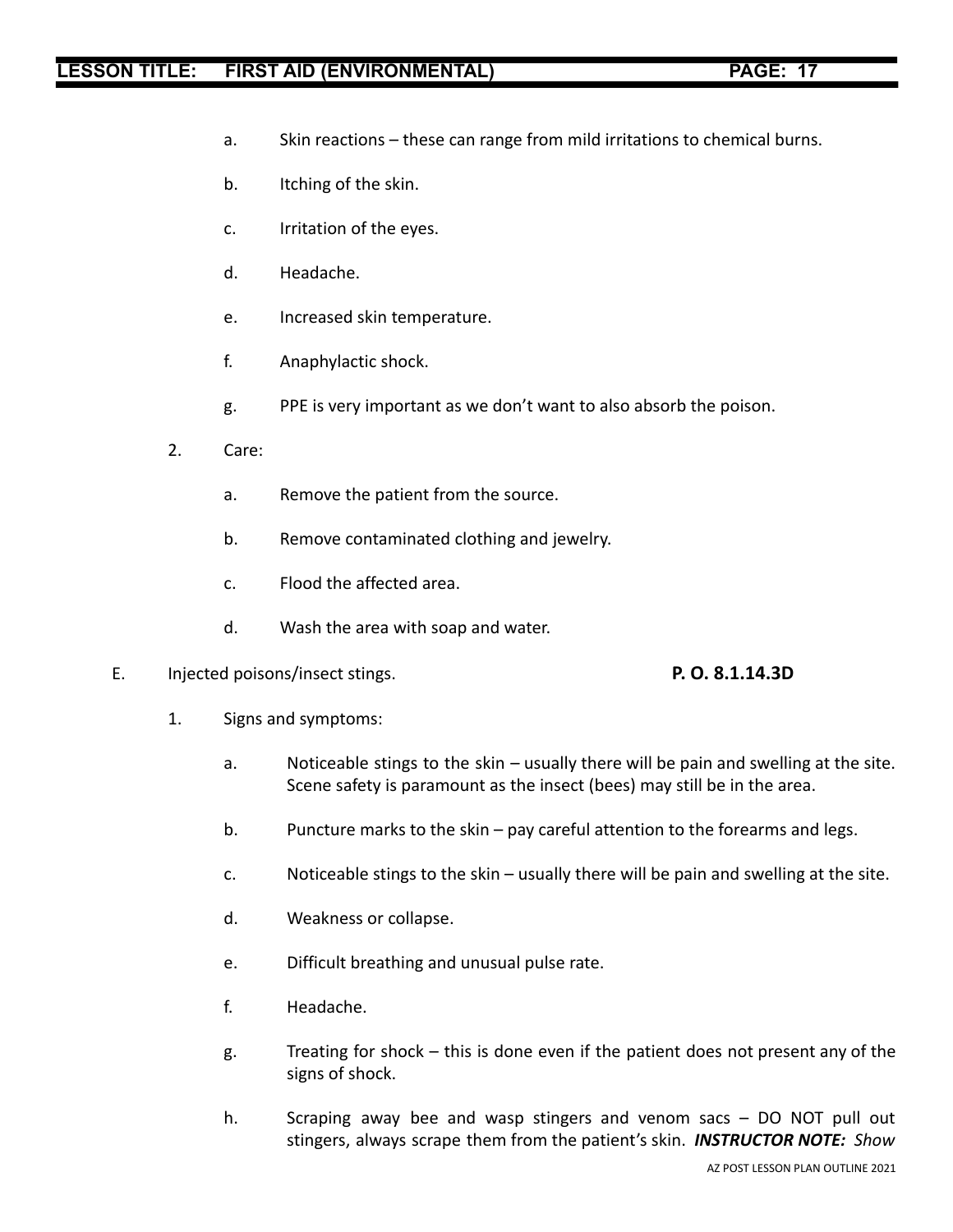a. Skin reactions – these can range from mild irritations to chemical burns.

b. Itching of the skin.

c. Irritation of the eyes.

d. Headache.

e. Increased skin temperature.

f. Anaphylactic shock.

g. PPE is very important as we don't want to also absorb the poison.

2. Care:

a. Remove the patient from the source.

b. Remove contaminated clothing and jewelry.

c. Flood the affected area.

d. Wash the area with soap and water.

E. Injected poisons/insect stings. **P. O. 8.1.14.3D**

1. Signs and symptoms:

a. Noticeable stings to the skin – usually there will be pain and swelling at the site. Scene safety is paramount as the insect (bees) may still be in the area.

b. Puncture marks to the skin – pay careful attention to the forearms and legs.

c. Noticeable stings to the skin – usually there will be pain and swelling at the site.

d. Weakness or collapse.

e. Difficult breathing and unusual pulse rate.

f. Headache.

g. Treating for shock – this is done even if the patient does not present any of the signs of shock.

h. Scraping away bee and wasp stingers and venom sacs – DO NOT pull out stingers, always scrape them from the patient's skin. ***INSTRUCTOR NOTE:*** *Show*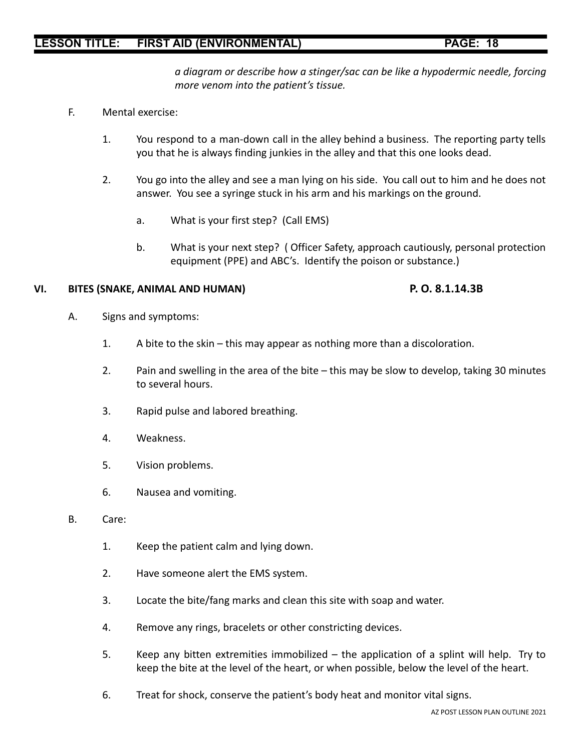*a diagram or describe how a stinger/sac can be like a hypodermic needle, forcing more venom into the patient's tissue.*

F. Mental exercise:

1. You respond to a man-down call in the alley behind a business. The reporting party tells you that he is always finding junkies in the alley and that this one looks dead.

2. You go into the alley and see a man lying on his side. You call out to him and he does not answer. You see a syringe stuck in his arm and his markings on the ground.

   a. What is your first step? (Call EMS)

   b. What is your next step? ( Officer Safety, approach cautiously, personal protection equipment (PPE) and ABC's. Identify the poison or substance.)

## VI. BITES (SNAKE, ANIMAL AND HUMAN) P. O. 8.1.14.3B

A. Signs and symptoms:

1. A bite to the skin – this may appear as nothing more than a discoloration.

2. Pain and swelling in the area of the bite – this may be slow to develop, taking 30 minutes to several hours.

3. Rapid pulse and labored breathing.

4. Weakness.

5. Vision problems.

6. Nausea and vomiting.

B. Care:

1. Keep the patient calm and lying down.

2. Have someone alert the EMS system.

3. Locate the bite/fang marks and clean this site with soap and water.

4. Remove any rings, bracelets or other constricting devices.

5. Keep any bitten extremities immobilized – the application of a splint will help. Try to keep the bite at the level of the heart, or when possible, below the level of the heart.

6. Treat for shock, conserve the patient's body heat and monitor vital signs.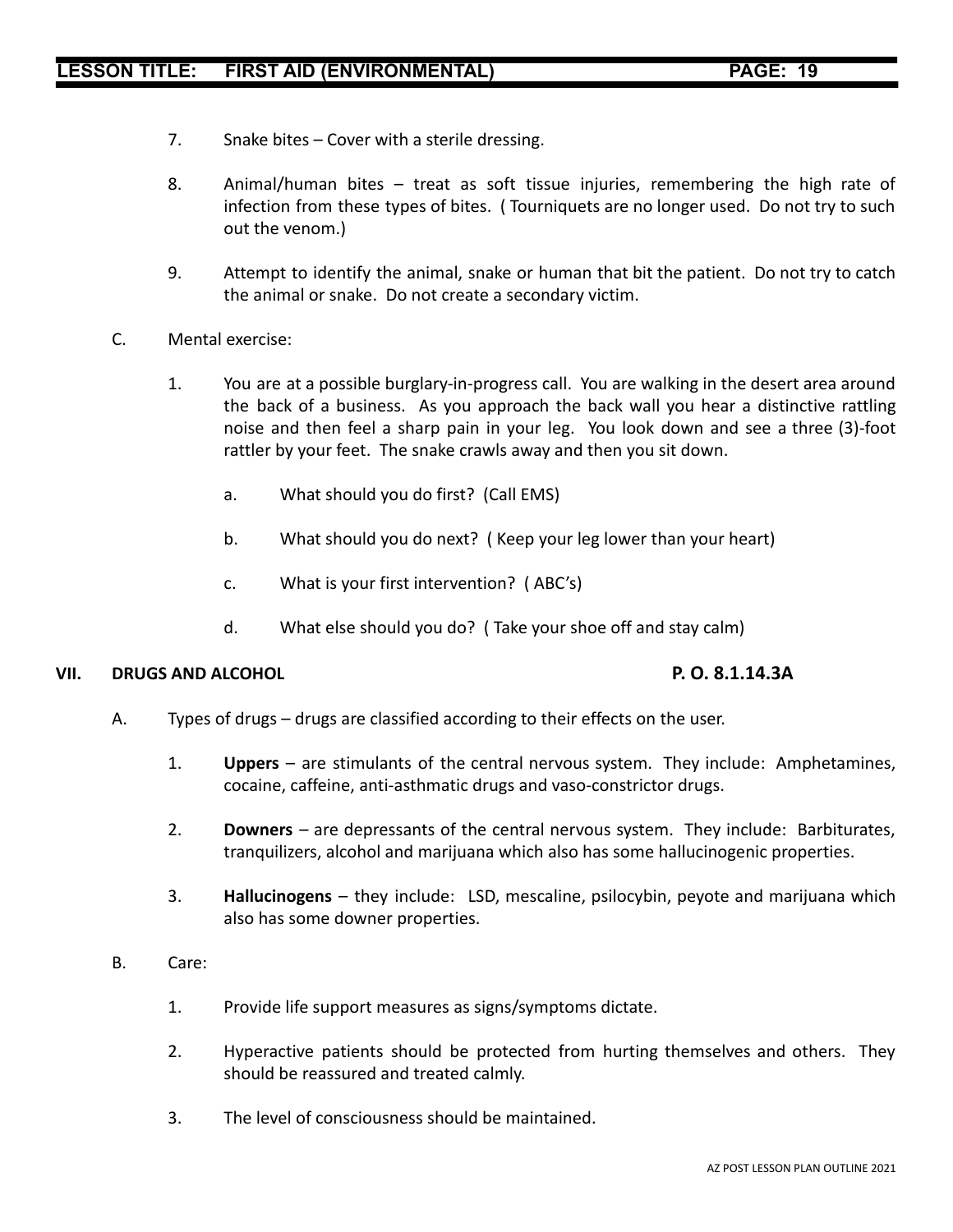7. Snake bites – Cover with a sterile dressing.

8. Animal/human bites – treat as soft tissue injuries, remembering the high rate of infection from these types of bites. ( Tourniquets are no longer used. Do not try to such out the venom.)

9. Attempt to identify the animal, snake or human that bit the patient. Do not try to catch the animal or snake. Do not create a secondary victim.

C. Mental exercise:

1. You are at a possible burglary-in-progress call. You are walking in the desert area around the back of a business. As you approach the back wall you hear a distinctive rattling noise and then feel a sharp pain in your leg. You look down and see a three (3)-foot rattler by your feet. The snake crawls away and then you sit down.

    a. What should you do first? (Call EMS)

    b. What should you do next? ( Keep your leg lower than your heart)

    c. What is your first intervention? ( ABC's)

    d. What else should you do? ( Take your shoe off and stay calm)

## VII. DRUGS AND ALCOHOL — P. O. 8.1.14.3A

A. Types of drugs – drugs are classified according to their effects on the user.

1. **Uppers** – are stimulants of the central nervous system. They include: Amphetamines, cocaine, caffeine, anti-asthmatic drugs and vaso-constrictor drugs.

2. **Downers** – are depressants of the central nervous system. They include: Barbiturates, tranquilizers, alcohol and marijuana which also has some hallucinogenic properties.

3. **Hallucinogens** – they include: LSD, mescaline, psilocybin, peyote and marijuana which also has some downer properties.

B. Care:

1. Provide life support measures as signs/symptoms dictate.

2. Hyperactive patients should be protected from hurting themselves and others. They should be reassured and treated calmly.

3. The level of consciousness should be maintained.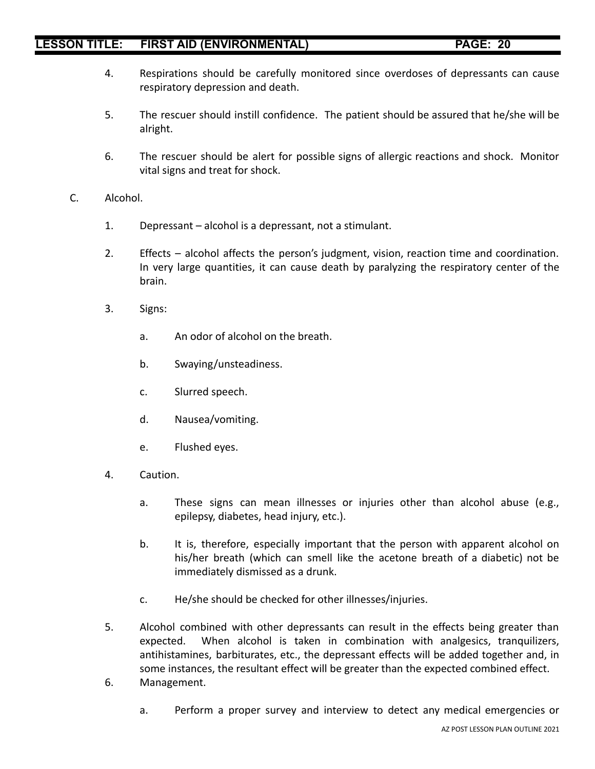4. Respirations should be carefully monitored since overdoses of depressants can cause respiratory depression and death.

5. The rescuer should instill confidence. The patient should be assured that he/she will be alright.

6. The rescuer should be alert for possible signs of allergic reactions and shock. Monitor vital signs and treat for shock.

C. Alcohol.

1. Depressant – alcohol is a depressant, not a stimulant.

2. Effects – alcohol affects the person's judgment, vision, reaction time and coordination. In very large quantities, it can cause death by paralyzing the respiratory center of the brain.

3. Signs:

   a. An odor of alcohol on the breath.

   b. Swaying/unsteadiness.

   c. Slurred speech.

   d. Nausea/vomiting.

   e. Flushed eyes.

4. Caution.

   a. These signs can mean illnesses or injuries other than alcohol abuse (e.g., epilepsy, diabetes, head injury, etc.).

   b. It is, therefore, especially important that the person with apparent alcohol on his/her breath (which can smell like the acetone breath of a diabetic) not be immediately dismissed as a drunk.

   c. He/she should be checked for other illnesses/injuries.

5. Alcohol combined with other depressants can result in the effects being greater than expected. When alcohol is taken in combination with analgesics, tranquilizers, antihistamines, barbiturates, etc., the depressant effects will be added together and, in some instances, the resultant effect will be greater than the expected combined effect.

6. Management.

   a. Perform a proper survey and interview to detect any medical emergencies or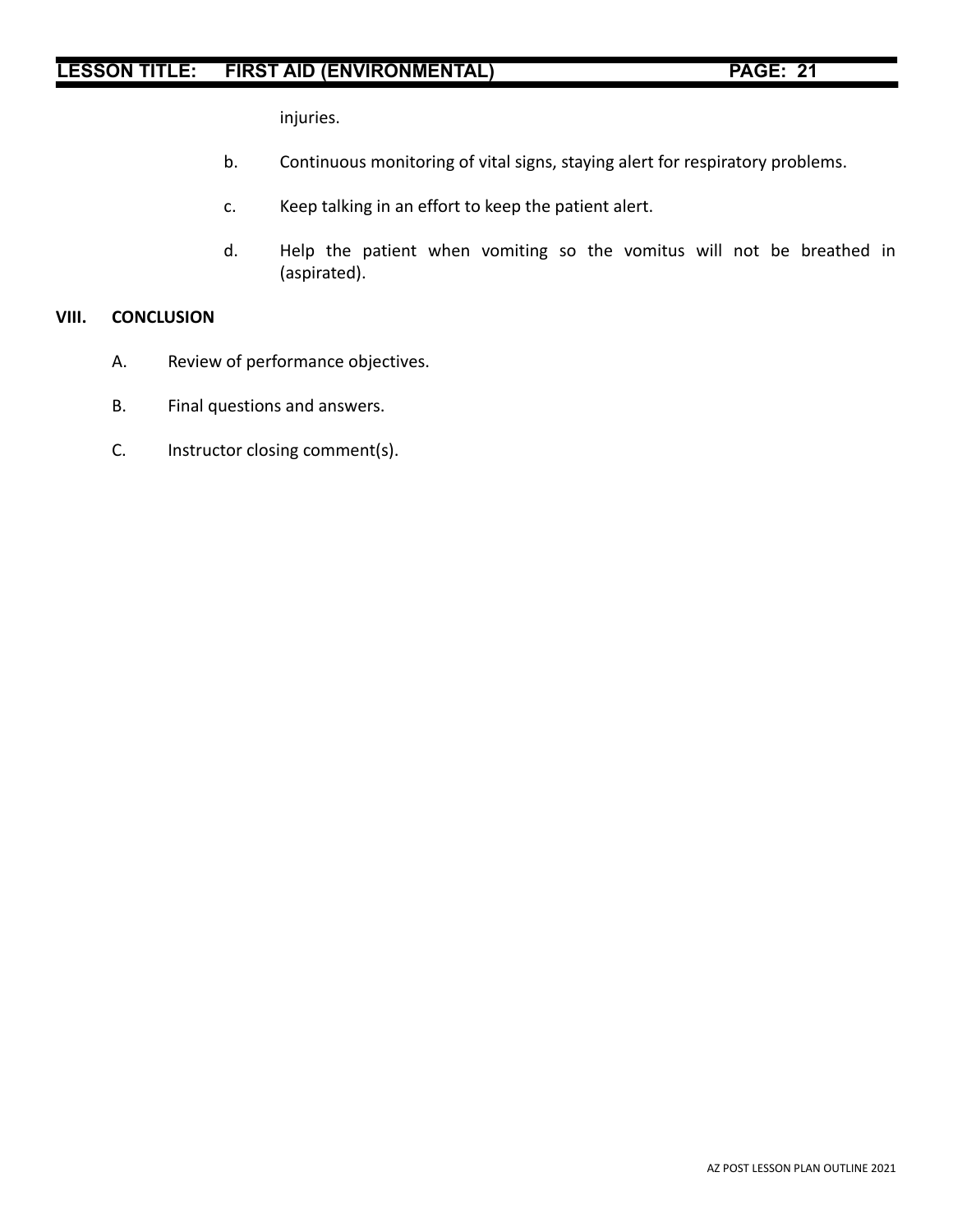injuries.

b. Continuous monitoring of vital signs, staying alert for respiratory problems.

c. Keep talking in an effort to keep the patient alert.

d. Help the patient when vomiting so the vomitus will not be breathed in (aspirated).

## VIII. CONCLUSION

A. Review of performance objectives.

B. Final questions and answers.

C. Instructor closing comment(s).